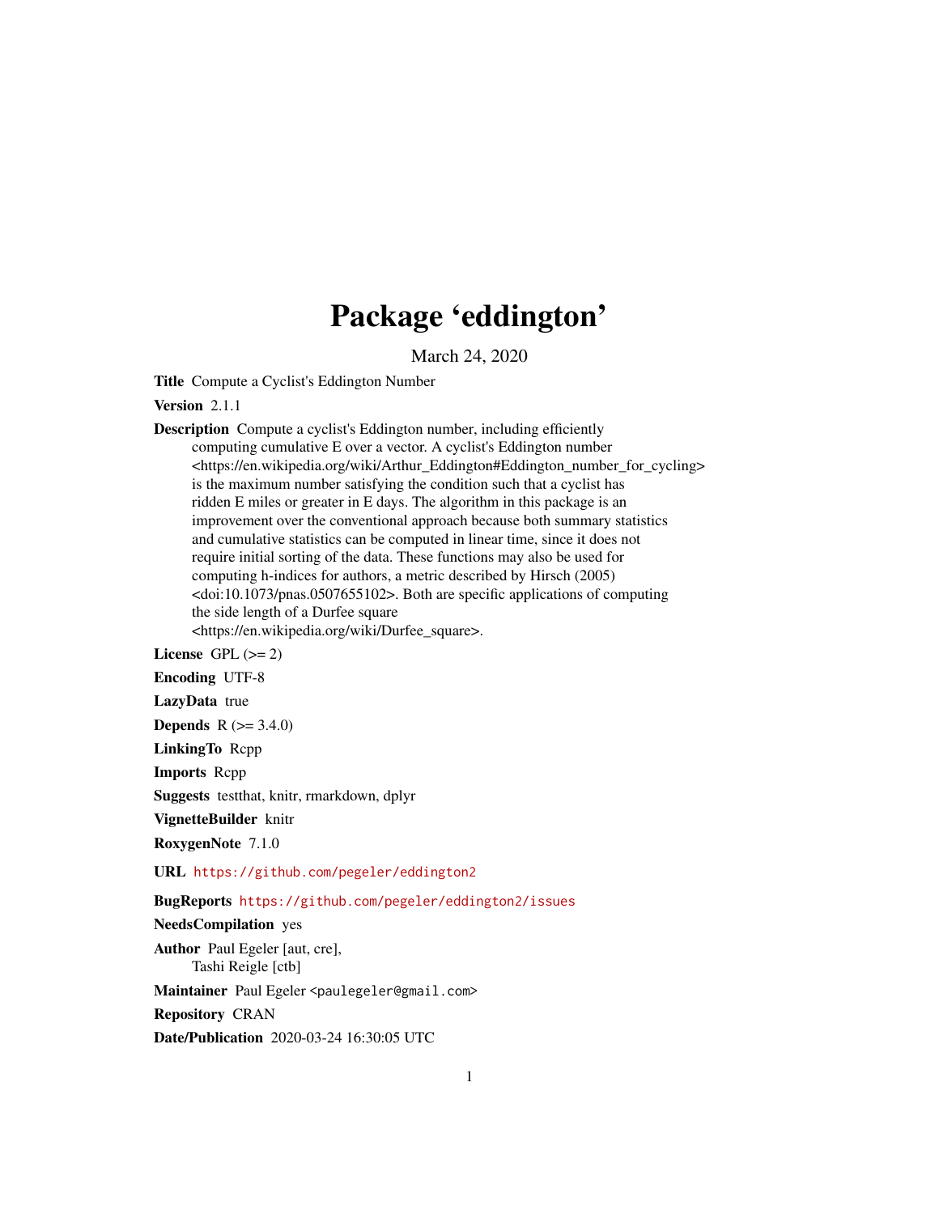# Package 'eddington'

March 24, 2020

**Title** Compute a Cyclist's Eddington Number

**Version** 2.1.1

**Description** Compute a cyclist's Eddington number, including efficiently computing cumulative E over a vector. A cyclist's Eddington number <https://en.wikipedia.org/wiki/Arthur_Eddington#Eddington_number_for_cycling> is the maximum number satisfying the condition such that a cyclist has ridden E miles or greater in E days. The algorithm in this package is an improvement over the conventional approach because both summary statistics and cumulative statistics can be computed in linear time, since it does not require initial sorting of the data. These functions may also be used for computing h-indices for authors, a metric described by Hirsch (2005) <doi:10.1073/pnas.0507655102>. Both are specific applications of computing the side length of a Durfee square <https://en.wikipedia.org/wiki/Durfee_square>.

**License** GPL (>= 2)

**Encoding** UTF-8

**LazyData** true

**Depends** R (>= 3.4.0)

**LinkingTo** Rcpp

**Imports** Rcpp

**Suggests** testthat, knitr, rmarkdown, dplyr

**VignetteBuilder** knitr

**RoxygenNote** 7.1.0

**URL** https://github.com/pegeler/eddington2

**BugReports** https://github.com/pegeler/eddington2/issues

**NeedsCompilation** yes

**Author** Paul Egeler [aut, cre],
Tashi Reigle [ctb]

**Maintainer** Paul Egeler <paulegeler@gmail.com>

**Repository** CRAN

**Date/Publication** 2020-03-24 16:30:05 UTC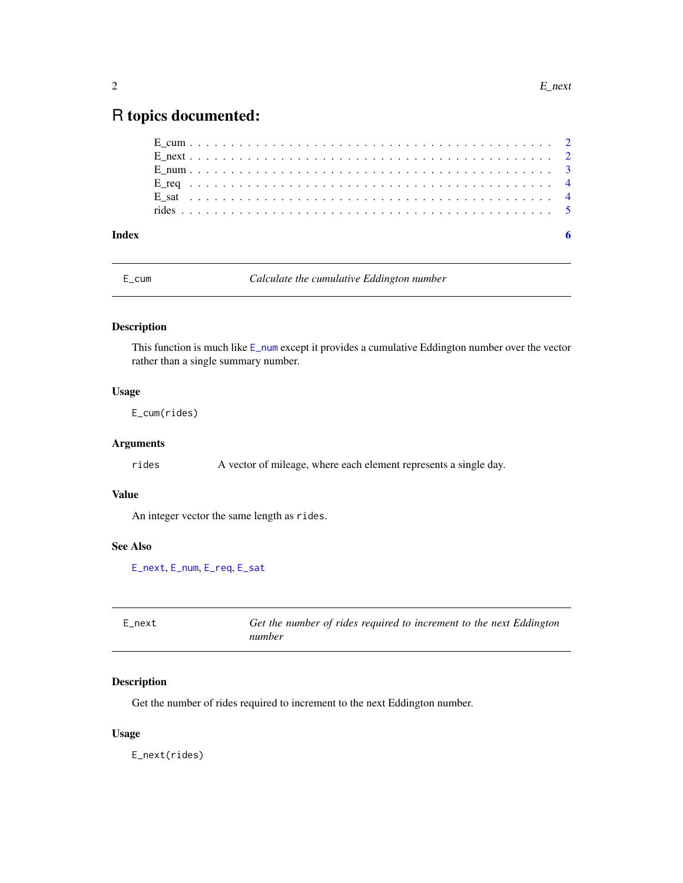# R topics documented:

E_cum . . . . . . . . . . . . . . . . . . . . . . . . . . . . . . . . . . . . . . . . . . 2
E_next . . . . . . . . . . . . . . . . . . . . . . . . . . . . . . . . . . . . . . . . . . 2
E_num . . . . . . . . . . . . . . . . . . . . . . . . . . . . . . . . . . . . . . . . . . 3
E_req . . . . . . . . . . . . . . . . . . . . . . . . . . . . . . . . . . . . . . . . . . 4
E_sat . . . . . . . . . . . . . . . . . . . . . . . . . . . . . . . . . . . . . . . . . . 4
rides . . . . . . . . . . . . . . . . . . . . . . . . . . . . . . . . . . . . . . . . . . 5

**Index** **6**

---

## E_cum — *Calculate the cumulative Eddington number*

### Description

This function is much like E_num except it provides a cumulative Eddington number over the vector rather than a single summary number.

### Usage

```
E_cum(rides)
```

### Arguments

rides — A vector of mileage, where each element represents a single day.

### Value

An integer vector the same length as `rides`.

### See Also

E_next, E_num, E_req, E_sat

---

## E_next — *Get the number of rides required to increment to the next Eddington number*

### Description

Get the number of rides required to increment to the next Eddington number.

### Usage

```
E_next(rides)
```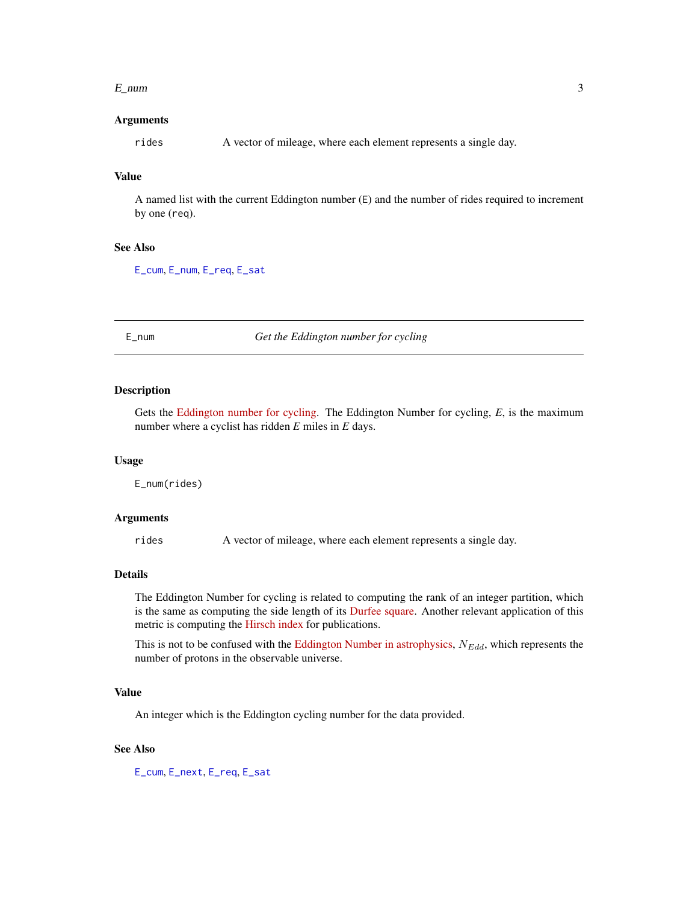### Arguments

`rides` A vector of mileage, where each element represents a single day.

### Value

A named list with the current Eddington number (`E`) and the number of rides required to increment by one (`req`).

### See Also

`E_cum`, `E_num`, `E_req`, `E_sat`

---

## E_num — *Get the Eddington number for cycling*

---

### Description

Gets the Eddington number for cycling. The Eddington Number for cycling, *E*, is the maximum number where a cyclist has ridden *E* miles in *E* days.

### Usage

```
E_num(rides)
```

### Arguments

`rides` A vector of mileage, where each element represents a single day.

### Details

The Eddington Number for cycling is related to computing the rank of an integer partition, which is the same as computing the side length of its Durfee square. Another relevant application of this metric is computing the Hirsch index for publications.

This is not to be confused with the Eddington Number in astrophysics, $N_{Edd}$, which represents the number of protons in the observable universe.

### Value

An integer which is the Eddington cycling number for the data provided.

### See Also

`E_cum`, `E_next`, `E_req`, `E_sat`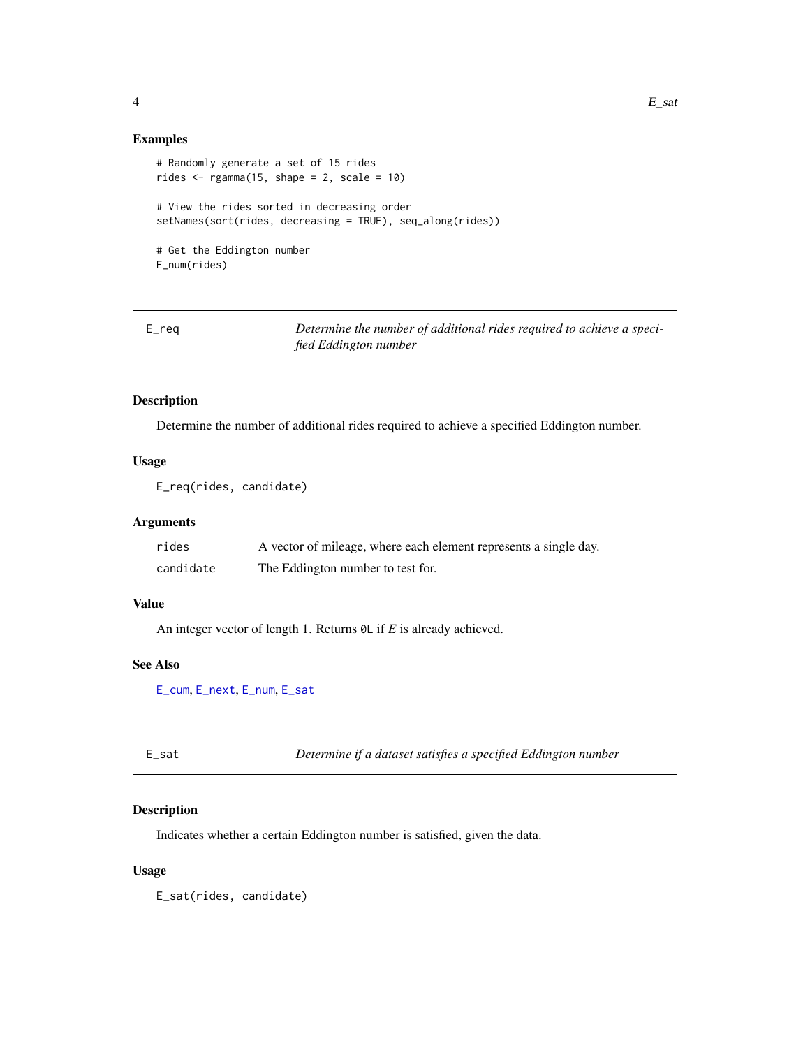### Examples

```
# Randomly generate a set of 15 rides
rides <- rgamma(15, shape = 2, scale = 10)

# View the rides sorted in decreasing order
setNames(sort(rides, decreasing = TRUE), seq_along(rides))

# Get the Eddington number
E_num(rides)
```

## E_req — *Determine the number of additional rides required to achieve a specified Eddington number*

### Description

Determine the number of additional rides required to achieve a specified Eddington number.

### Usage

```
E_req(rides, candidate)
```

### Arguments

| | |
|---|---|
| rides | A vector of mileage, where each element represents a single day. |
| candidate | The Eddington number to test for. |

### Value

An integer vector of length 1. Returns `0L` if *E* is already achieved.

### See Also

E_cum, E_next, E_num, E_sat

## E_sat — *Determine if a dataset satisfies a specified Eddington number*

### Description

Indicates whether a certain Eddington number is satisfied, given the data.

### Usage

```
E_sat(rides, candidate)
```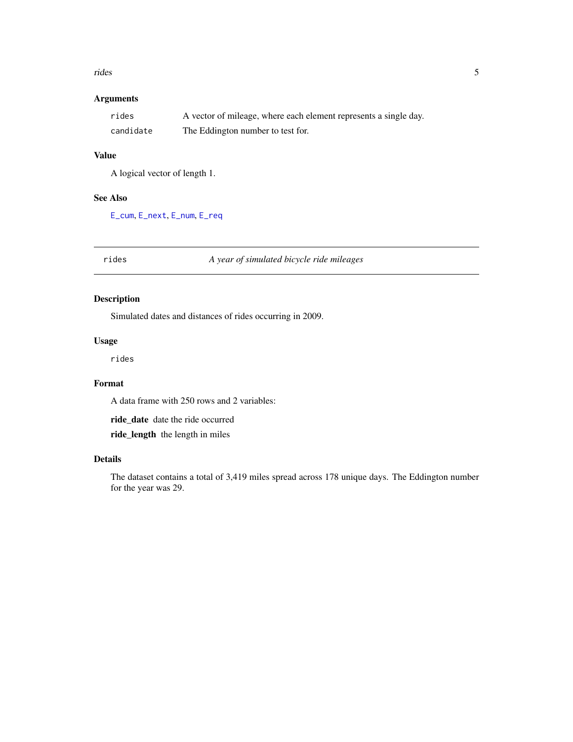### Arguments

| | |
|---|---|
| `rides` | A vector of mileage, where each element represents a single day. |
| `candidate` | The Eddington number to test for. |

### Value

A logical vector of length 1.

### See Also

`E_cum`, `E_next`, `E_num`, `E_req`

---

## `rides` *A year of simulated bicycle ride mileages*

---

### Description

Simulated dates and distances of rides occurring in 2009.

### Usage

```
rides
```

### Format

A data frame with 250 rows and 2 variables:

**ride_date** date the ride occurred

**ride_length** the length in miles

### Details

The dataset contains a total of 3,419 miles spread across 178 unique days. The Eddington number for the year was 29.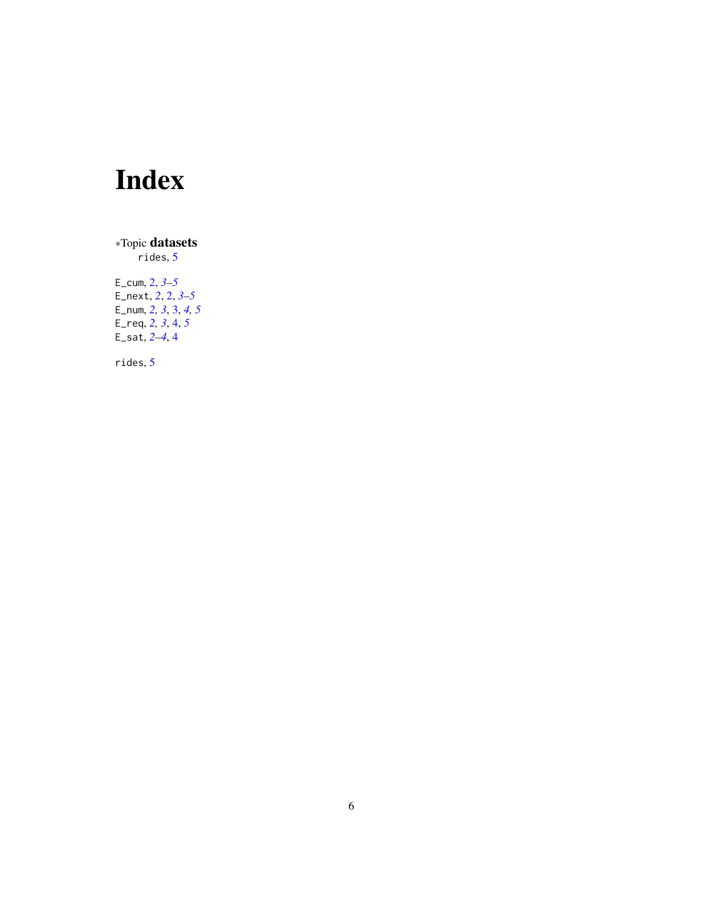# Index

*Topic **datasets**

  rides, 5

E_cum, 2, *3–5*

E_next, *2*, 2, *3–5*

E_num, *2, 3*, 3, *4, 5*

E_req, *2, 3*, 4, *5*

E_sat, *2–4*, 4

rides, 5